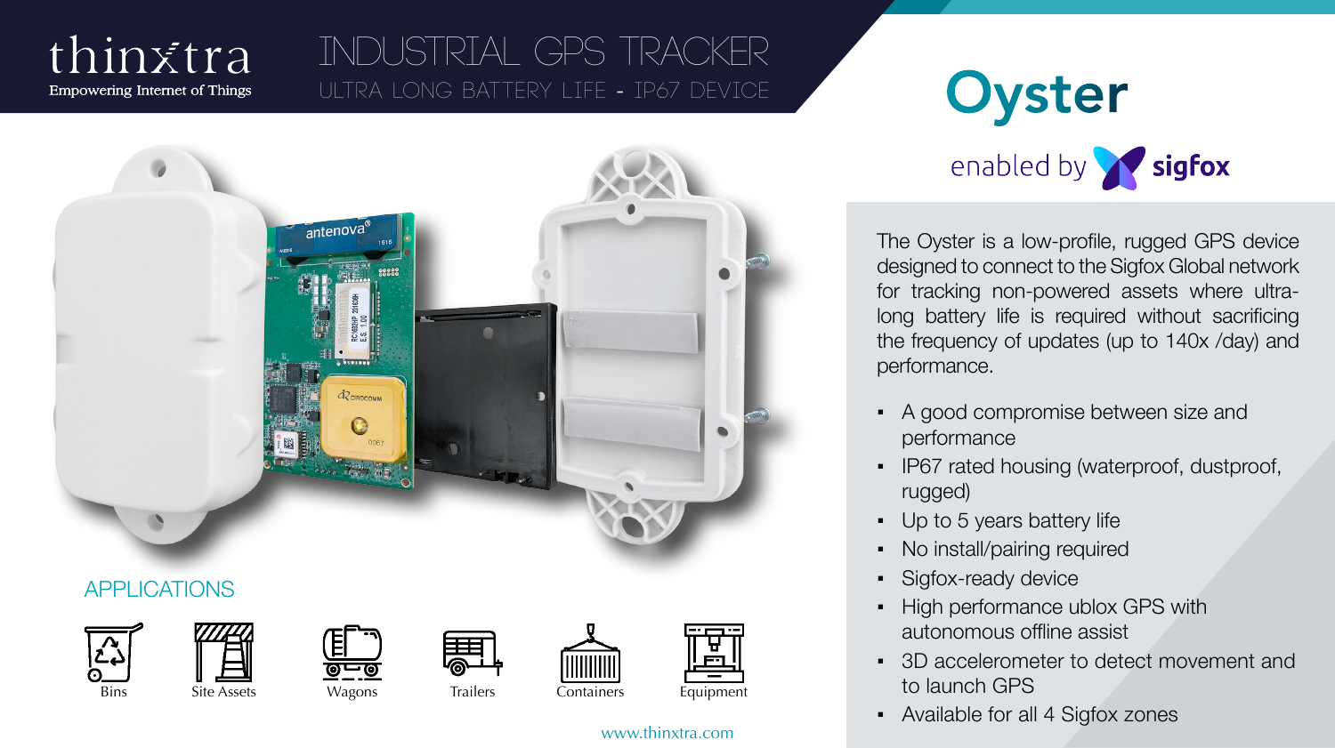thinxtra

Empowering Internet of Things

# INDUSTRIAL GPS TRACKER

ULTRA LONG BATTERY LIFE - IP67 DEVICE

# Oyster

enabled by sigfox

The Oyster is a low-profile, rugged GPS device designed to connect to the Sigfox Global network for tracking non-powered assets where ultra-long battery life is required without sacrificing the frequency of updates (up to 140x /day) and performance.

- A good compromise between size and performance
- IP67 rated housing (waterproof, dustproof, rugged)
- Up to 5 years battery life
- No install/pairing required
- Sigfox-ready device
- High performance ublox GPS with autonomous offline assist
- 3D accelerometer to detect movement and to launch GPS
- Available for all 4 Sigfox zones

## APPLICATIONS

Bins | Site Assets | Wagons | Trailers | Containers | Equipment

www.thinxtra.com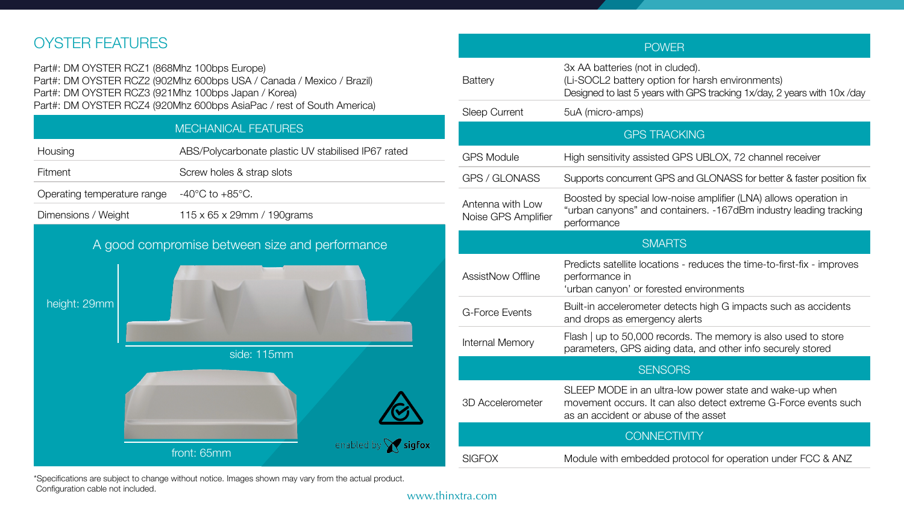## OYSTER FEATURES

Part#: DM OYSTER RCZ1 (868Mhz 100bps Europe)
Part#: DM OYSTER RCZ2 (902Mhz 600bps USA / Canada / Mexico / Brazil)
Part#: DM OYSTER RCZ3 (921Mhz 100bps Japan / Korea)
Part#: DM OYSTER RCZ4 (920Mhz 600bps AsiaPac / rest of South America)

| MECHANICAL FEATURES | |
|---|---|
| Housing | ABS/Polycarbonate plastic UV stabilised IP67 rated |
| Fitment | Screw holes & strap slots |
| Operating temperature range | -40°C to +85°C. |
| Dimensions / Weight | 115 x 65 x 29mm / 190grams |

A good compromise between size and performance

height: 29mm

side: 115mm

front: 65mm

enabled by sigfox

| POWER | |
|---|---|
| Battery | 3x AA batteries (not in cluded).<br>(Li-SOCL2 battery option for harsh environments)<br>Designed to last 5 years with GPS tracking 1x/day, 2 years with 10x /day |
| Sleep Current | 5uA (micro-amps) |
| **GPS TRACKING** | |
| GPS Module | High sensitivity assisted GPS UBLOX, 72 channel receiver |
| GPS / GLONASS | Supports concurrent GPS and GLONASS for better & faster position fix |
| Antenna with Low Noise GPS Amplifier | Boosted by special low-noise amplifier (LNA) allows operation in "urban canyons" and containers. -167dBm industry leading tracking performance |
| **SMARTS** | |
| AssistNow Offline | Predicts satellite locations - reduces the time-to-first-fix - improves performance in 'urban canyon' or forested environments |
| G-Force Events | Built-in accelerometer detects high G impacts such as accidents and drops as emergency alerts |
| Internal Memory | Flash \| up to 50,000 records. The memory is also used to store parameters, GPS aiding data, and other info securely stored |
| **SENSORS** | |
| 3D Accelerometer | SLEEP MODE in an ultra-low power state and wake-up when movement occurs. It can also detect extreme G-Force events such as an accident or abuse of the asset |
| **CONNECTIVITY** | |
| SIGFOX | Module with embedded protocol for operation under FCC & ANZ |

*Specifications are subject to change without notice. Images shown may vary from the actual product. Configuration cable not included.

www.thinxtra.com